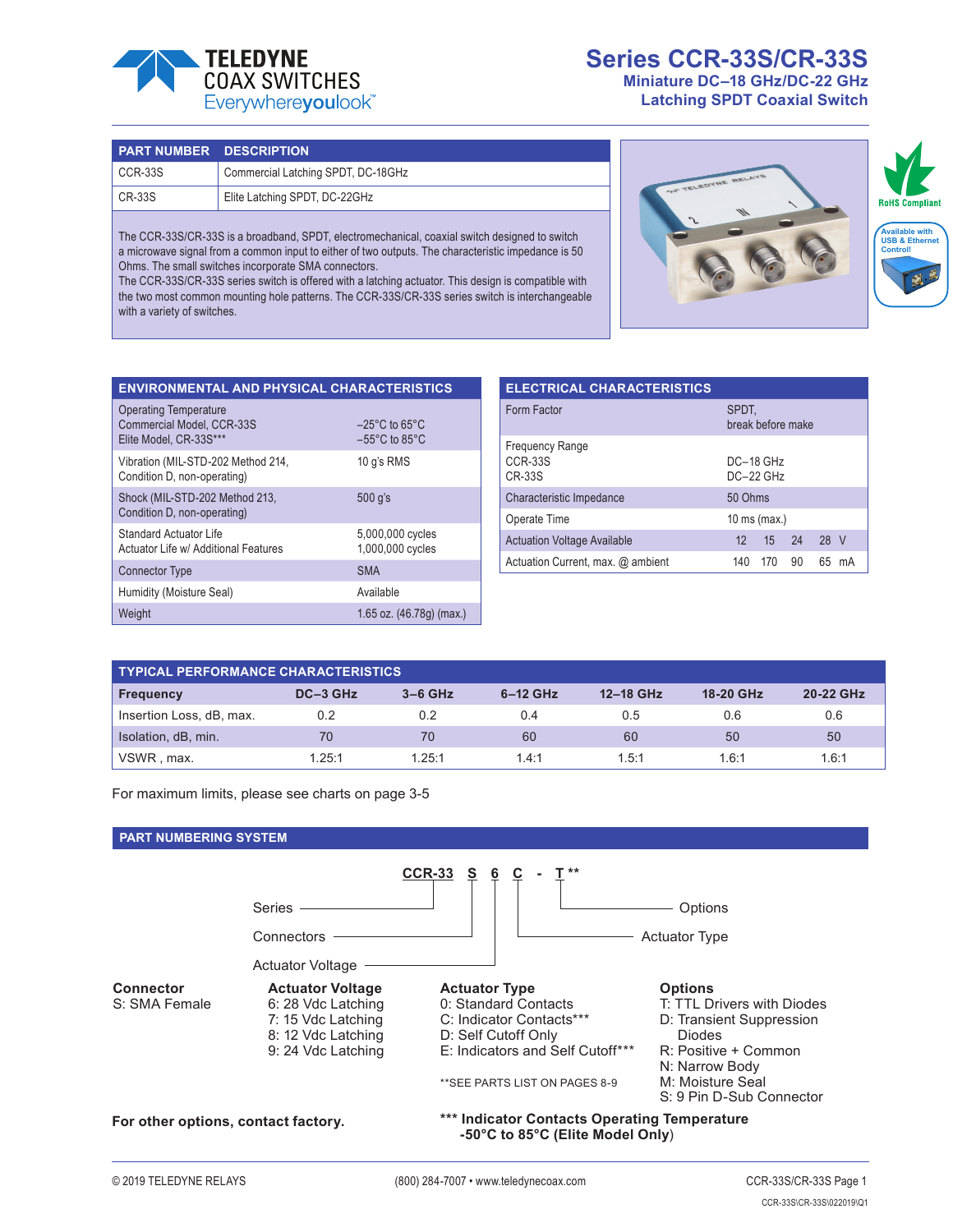# TELEDYNE COAX SWITCHES

Everywhereyoulook™

# Series CCR-33S/CR-33S

## Miniature DC–18 GHz/DC-22 GHz Latching SPDT Coaxial Switch

| PART NUMBER | DESCRIPTION |
|---|---|
| CCR-33S | Commercial Latching SPDT, DC-18GHz |
| CR-33S | Elite Latching SPDT, DC-22GHz |

The CCR-33S/CR-33S is a broadband, SPDT, electromechanical, coaxial switch designed to switch a microwave signal from a common input to either of two outputs. The characteristic impedance is 50 Ohms. The small switches incorporate SMA connectors.
The CCR-33S/CR-33S series switch is offered with a latching actuator. This design is compatible with the two most common mounting hole patterns. The CCR-33S/CR-33S series switch is interchangeable with a variety of switches.

RoHS Compliant

Available with USB & Ethernet Control!

## ENVIRONMENTAL AND PHYSICAL CHARACTERISTICS

| | |
|---|---|
| Operating Temperature<br>Commercial Model, CCR-33S<br>Elite Model, CR-33S*** | <br>–25°C to 65°C<br>–55°C to 85°C |
| Vibration (MIL-STD-202 Method 214, Condition D, non-operating) | 10 g's RMS |
| Shock (MIL-STD-202 Method 213, Condition D, non-operating) | 500 g's |
| Standard Actuator Life<br>Actuator Life w/ Additional Features | 5,000,000 cycles<br>1,000,000 cycles |
| Connector Type | SMA |
| Humidity (Moisture Seal) | Available |
| Weight | 1.65 oz. (46.78g) (max.) |

## ELECTRICAL CHARACTERISTICS

| | |
|---|---|
| Form Factor | SPDT,<br>break before make |
| Frequency Range<br>CCR-33S<br>CR-33S | <br>DC–18 GHz<br>DC–22 GHz |
| Characteristic Impedance | 50 Ohms |
| Operate Time | 10 ms (max.) |
| Actuation Voltage Available | 12 15 24 28 V |
| Actuation Current, max. @ ambient | 140 170 90 65 mA |

## TYPICAL PERFORMANCE CHARACTERISTICS

| Frequency | DC–3 GHz | 3–6 GHz | 6–12 GHz | 12–18 GHz | 18-20 GHz | 20-22 GHz |
|---|---|---|---|---|---|---|
| Insertion Loss, dB, max. | 0.2 | 0.2 | 0.4 | 0.5 | 0.6 | 0.6 |
| Isolation, dB, min. | 70 | 70 | 60 | 60 | 50 | 50 |
| VSWR , max. | 1.25:1 | 1.25:1 | 1.4:1 | 1.5:1 | 1.6:1 | 1.6:1 |

For maximum limits, please see charts on page 3-5

## PART NUMBERING SYSTEM

CCR-33 S 6 C - T**

- CCR-33: Series
- S: Connectors
- 6: Actuator Voltage
- C: Actuator Type
- T: Options

**Connector**
S: SMA Female

**Actuator Voltage**
6: 28 Vdc Latching
7: 15 Vdc Latching
8: 12 Vdc Latching
9: 24 Vdc Latching

**Actuator Type**
0: Standard Contacts
C: Indicator Contacts***
D: Self Cutoff Only
E: Indicators and Self Cutoff***

**SEE PARTS LIST ON PAGES 8-9

**Options**
T: TTL Drivers with Diodes
D: Transient Suppression Diodes
R: Positive + Common
N: Narrow Body
M: Moisture Seal
S: 9 Pin D-Sub Connector

**For other options, contact factory.**

**\*\*\* Indicator Contacts Operating Temperature -50°C to 85°C (Elite Model Only)**

© 2019 TELEDYNE RELAYS (800) 284-7007 • www.teledynecoax.com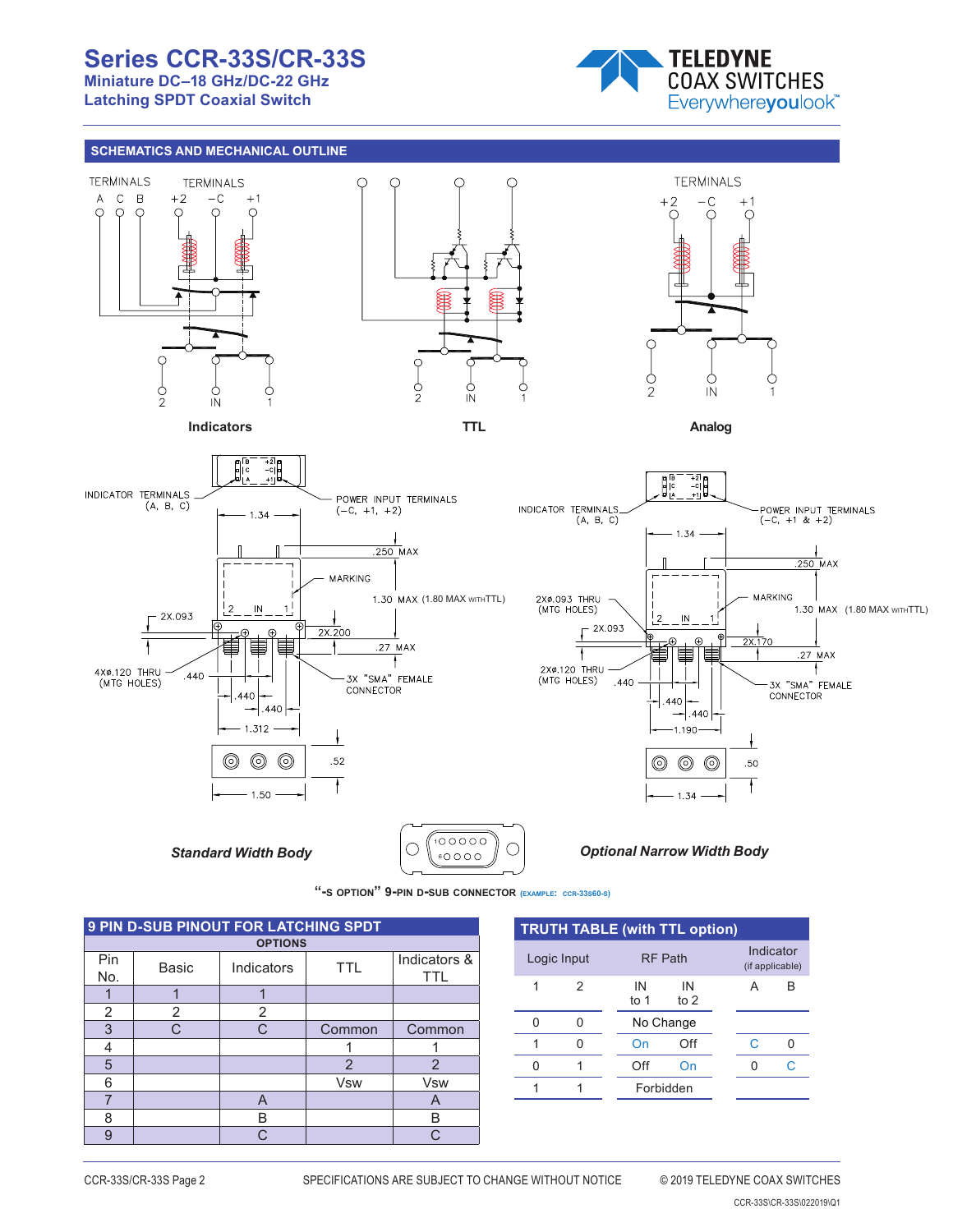## SCHEMATICS AND MECHANICAL OUTLINE

TERMINALS A C B &nbsp;&nbsp; TERMINALS +2 −C +1

2 IN 1

**Indicators**

2 IN 1

**TTL**

TERMINALS +2 −C +1

2 IN 1

**Analog**

INDICATOR TERMINALS (A, B, C)
POWER INPUT TERMINALS (−C, +1, +2)
1.34
.250 MAX
MARKING
1.30 MAX (1.80 MAX WITH TTL)
2X.093
2X.200
.27 MAX
4Xø.120 THRU (MTG HOLES)
.440
.440
.440
3X "SMA" FEMALE CONNECTOR
1.312
.52
1.50

*Standard Width Body*

INDICATOR TERMINALS (A, B, C)
POWER INPUT TERMINALS (−C, +1 & +2)
1.34
.250 MAX
MARKING
1.30 MAX (1.80 MAX WITH TTL)
2Xø.093 THRU (MTG HOLES)
2X.093
2X.170
.27 MAX
2Xø.120 THRU (MTG HOLES)
.440
.440
.440
3X "SMA" FEMALE CONNECTOR
1.190
.50
1.34

*Optional Narrow Width Body*

**"-S OPTION" 9-PIN D-SUB CONNECTOR** (EXAMPLE: CCR-33S60-S)

### 9 PIN D-SUB PINOUT FOR LATCHING SPDT

| Pin No. | OPTIONS | | | |
|---|---|---|---|---|
| | Basic | Indicators | TTL | Indicators & TTL |
| 1 | 1 | 1 | | |
| 2 | 2 | 2 | | |
| 3 | C | C | Common | Common |
| 4 | | | 1 | 1 |
| 5 | | | 2 | 2 |
| 6 | | | Vsw | Vsw |
| 7 | | A | | A |
| 8 | | B | | B |
| 9 | | C | | C |

### TRUTH TABLE (with TTL option)

| Logic Input | | RF Path | | Indicator (if applicable) | |
|---|---|---|---|---|---|
| 1 | 2 | IN to 1 | IN to 2 | A | B |
| 0 | 0 | No Change | | | |
| 1 | 0 | On | Off | C | 0 |
| 0 | 1 | Off | On | 0 | C |
| 1 | 1 | Forbidden | | | |

CCR-33S/CR-33S Page 2 &nbsp;&nbsp; SPECIFICATIONS ARE SUBJECT TO CHANGE WITHOUT NOTICE &nbsp;&nbsp; © 2019 TELEDYNE COAX SWITCHES

CCR-33S\CR-33S\022019\Q1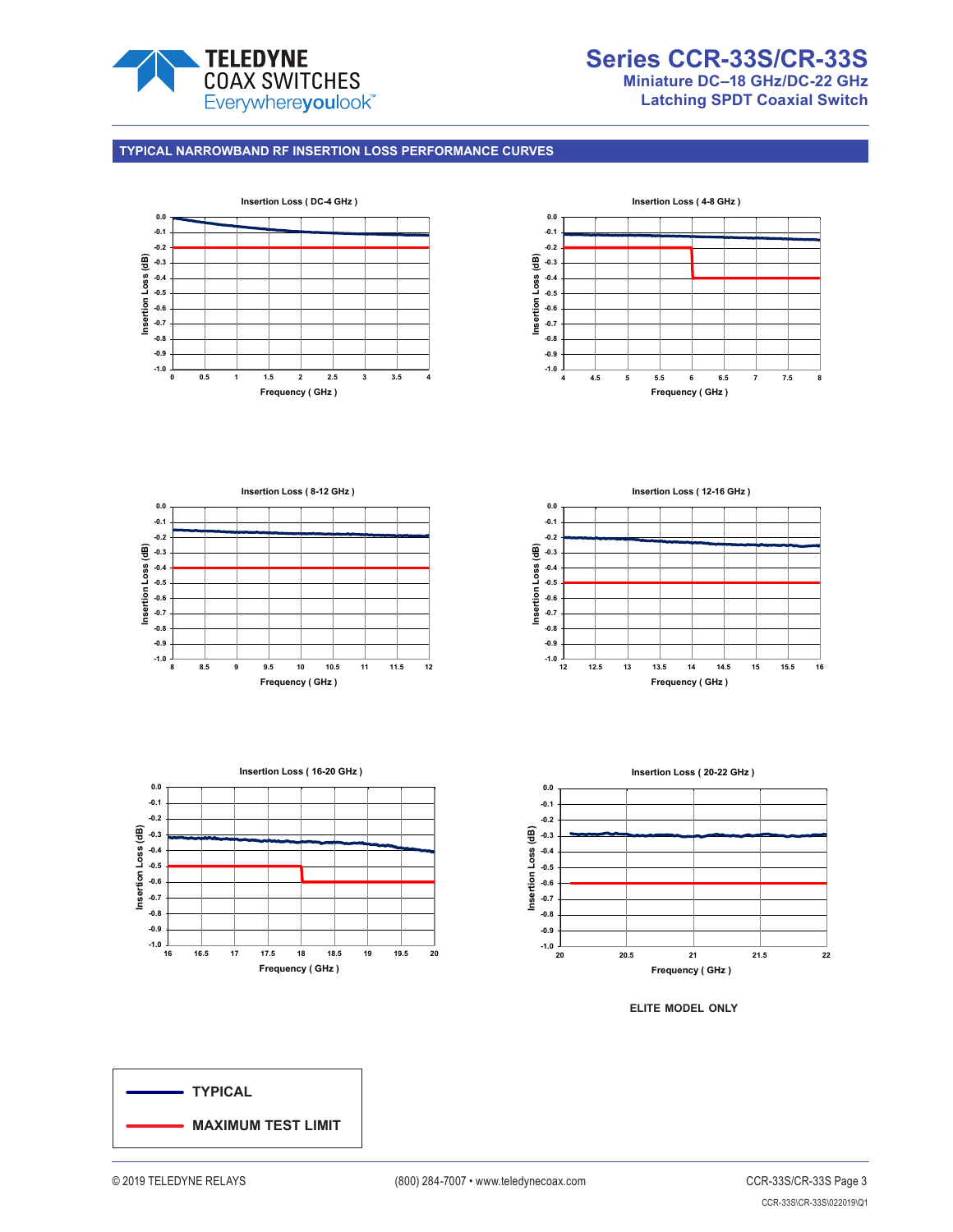## TYPICAL NARROWBAND RF INSERTION LOSS PERFORMANCE CURVES

**Insertion Loss ( DC-4 GHz )**

Insertion Loss (dB): 0.0, -0.1, -0.2, -0.3, -0.4, -0.5, -0.6, -0.7, -0.8, -0.9, -1.0

Frequency ( GHz ): 0, 0.5, 1, 1.5, 2, 2.5, 3, 3.5, 4

**Insertion Loss ( 4-8 GHz )**

Insertion Loss (dB): 0.0, -0.1, -0.2, -0.3, -0.4, -0.5, -0.6, -0.7, -0.8, -0.9, -1.0

Frequency ( GHz ): 4, 4.5, 5, 5.5, 6, 6.5, 7, 7.5, 8

**Insertion Loss ( 8-12 GHz )**

Insertion Loss (dB): 0.0, -0.1, -0.2, -0.3, -0.4, -0.5, -0.6, -0.7, -0.8, -0.9, -1.0

Frequency ( GHz ): 8, 8.5, 9, 9.5, 10, 10.5, 11, 11.5, 12

**Insertion Loss ( 12-16 GHz )**

Insertion Loss (dB): 0.0, -0.1, -0.2, -0.3, -0.4, -0.5, -0.6, -0.7, -0.8, -0.9, -1.0

Frequency ( GHz ): 12, 12.5, 13, 13.5, 14, 14.5, 15, 15.5, 16

**Insertion Loss ( 16-20 GHz )**

Insertion Loss (dB): 0.0, -0.1, -0.2, -0.3, -0.4, -0.5, -0.6, -0.7, -0.8, -0.9, -1.0

Frequency ( GHz ): 16, 16.5, 17, 17.5, 18, 18.5, 19, 19.5, 20

**Insertion Loss ( 20-22 GHz )**

Insertion Loss (dB): 0.0, -0.1, -0.2, -0.3, -0.4, -0.5, -0.6, -0.7, -0.8, -0.9, -1.0

Frequency ( GHz ): 20, 20.5, 21, 21.5, 22

**ELITE MODEL ONLY**

**TYPICAL**

**MAXIMUM TEST LIMIT**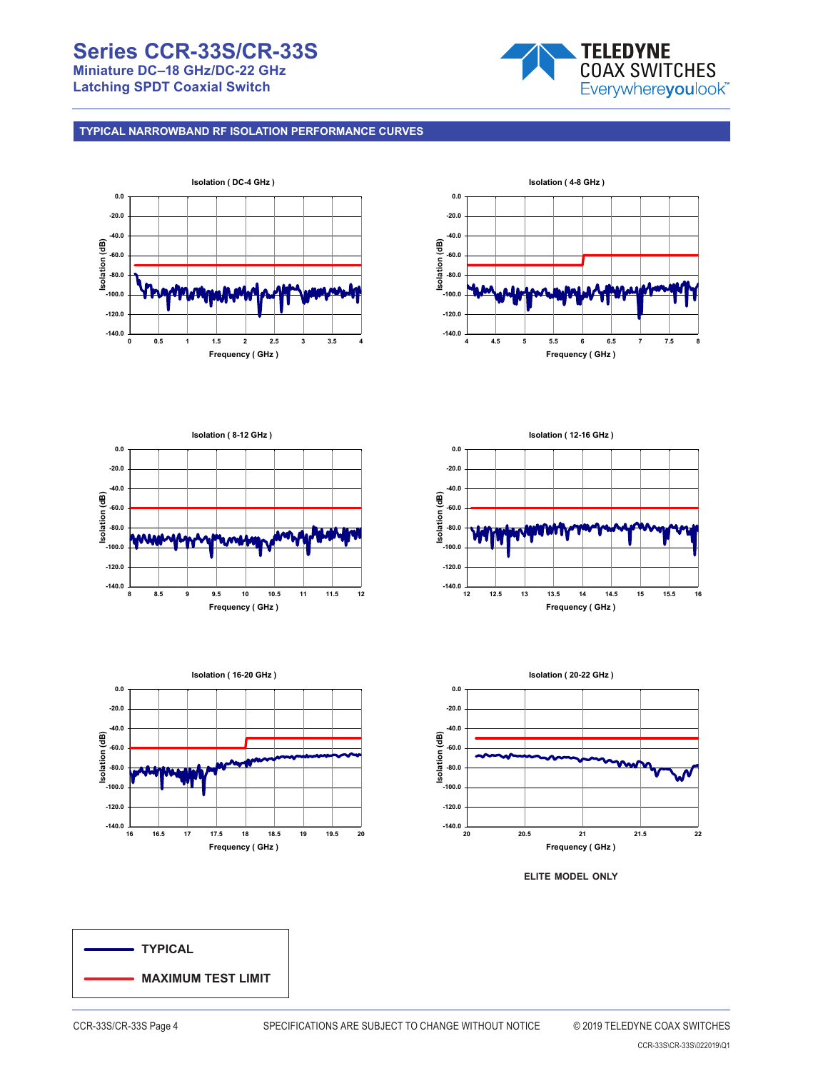## TYPICAL NARROWBAND RF ISOLATION PERFORMANCE CURVES

Isolation ( DC-4 GHz )

Isolation (dB) vs. Frequency ( GHz )

Isolation ( 4-8 GHz )

Isolation (dB) vs. Frequency ( GHz )

Isolation ( 8-12 GHz )

Isolation (dB) vs. Frequency ( GHz )

Isolation ( 12-16 GHz )

Isolation (dB) vs. Frequency ( GHz )

Isolation ( 16-20 GHz )

Isolation (dB) vs. Frequency ( GHz )

Isolation ( 20-22 GHz )

Isolation (dB) vs. Frequency ( GHz )

**ELITE MODEL ONLY**

**TYPICAL**

**MAXIMUM TEST LIMIT**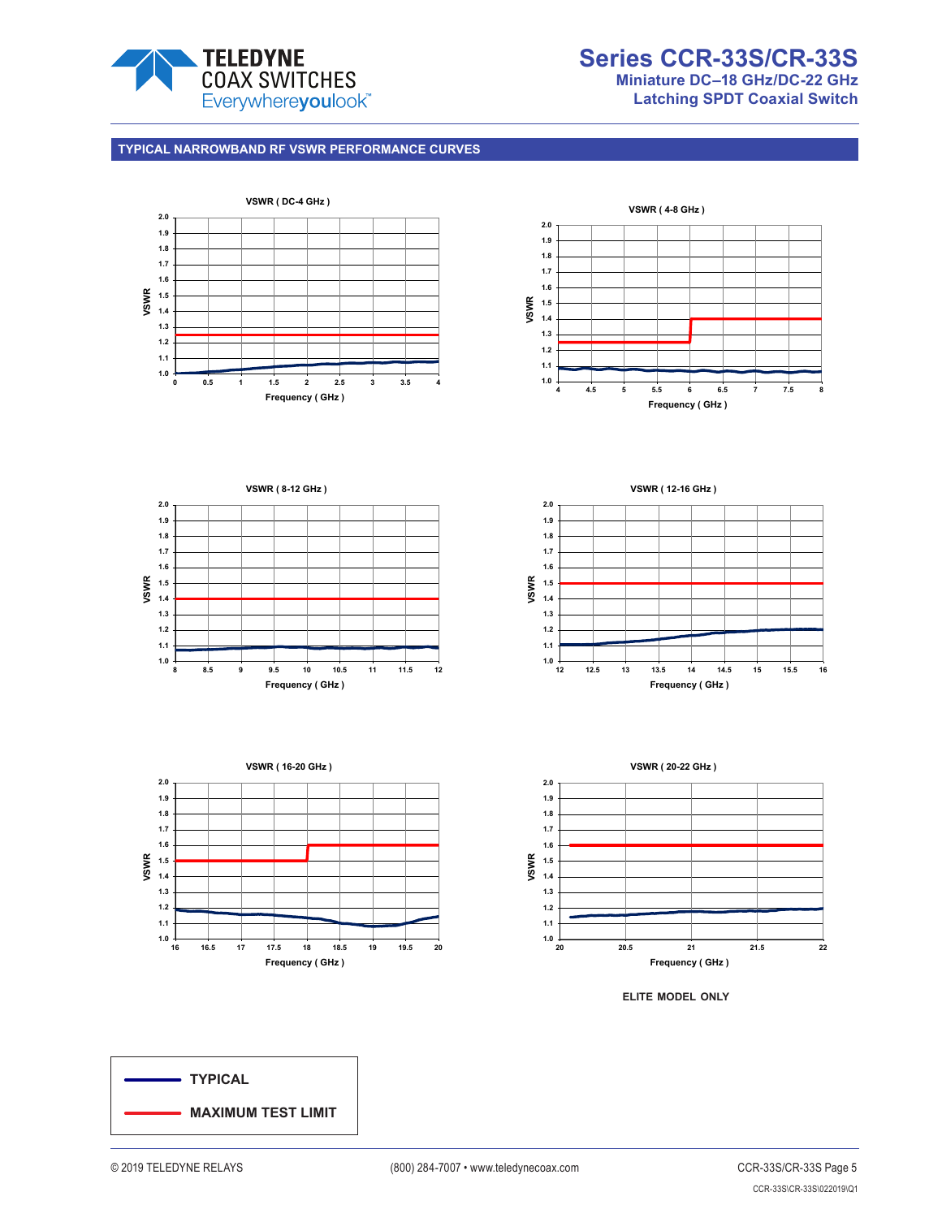## TYPICAL NARROWBAND RF VSWR PERFORMANCE CURVES

VSWR ( DC-4 GHz )

VSWR ( 4-8 GHz )

VSWR ( 8-12 GHz )

VSWR ( 12-16 GHz )

VSWR ( 16-20 GHz )

VSWR ( 20-22 GHz )

ELITE MODEL ONLY

- TYPICAL
- MAXIMUM TEST LIMIT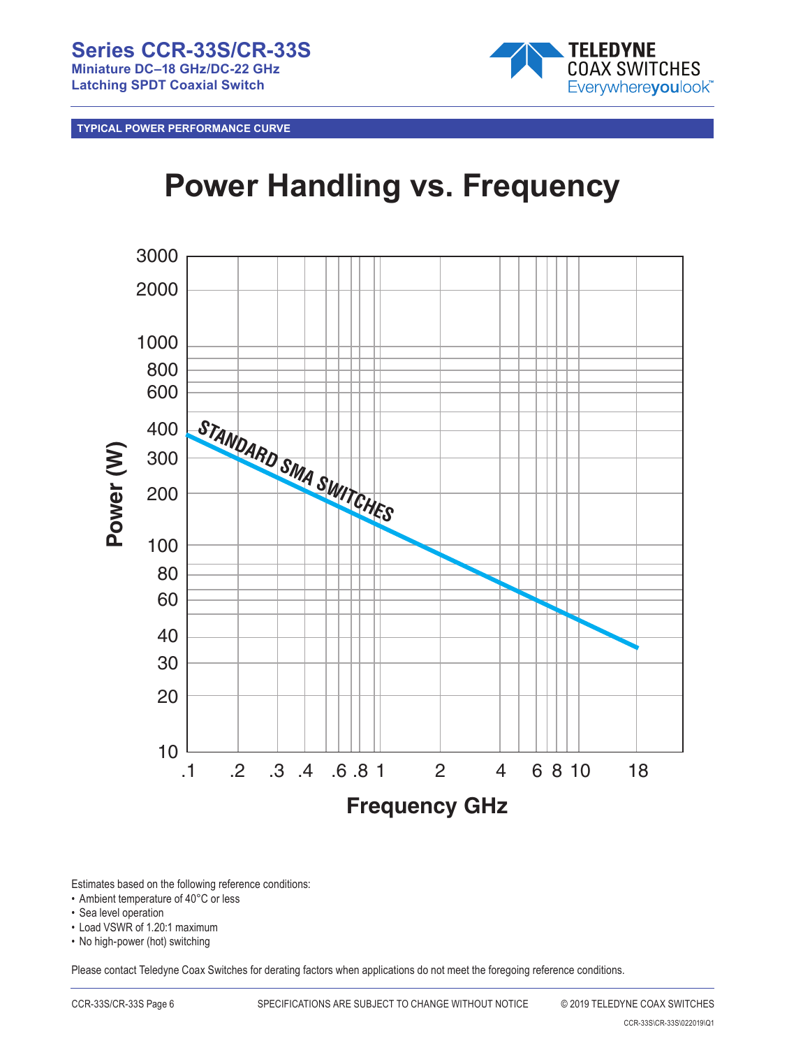## TYPICAL POWER PERFORMANCE CURVE

# Power Handling vs. Frequency

Power (W)

3000
2000
1000
800
600
400
300
200
100
80
60
40
30
20
10

STANDARD SMA SWITCHES

.1 .2 .3 .4 .6 .8 1 2 4 6 8 10 18

Frequency GHz

Estimates based on the following reference conditions:

- Ambient temperature of 40°C or less
- Sea level operation
- Load VSWR of 1.20:1 maximum
- No high-power (hot) switching

Please contact Teledyne Coax Switches for derating factors when applications do not meet the foregoing reference conditions.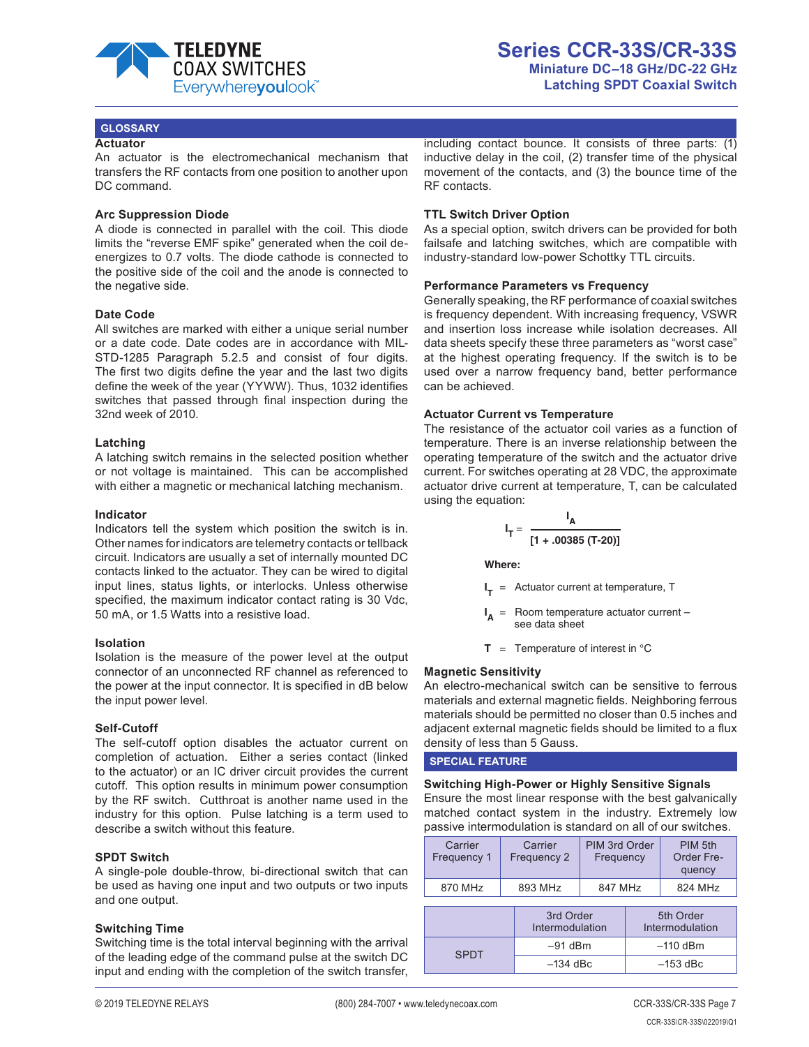## GLOSSARY

### Actuator

An actuator is the electromechanical mechanism that transfers the RF contacts from one position to another upon DC command.

### Arc Suppression Diode

A diode is connected in parallel with the coil. This diode limits the "reverse EMF spike" generated when the coil de-energizes to 0.7 volts. The diode cathode is connected to the positive side of the coil and the anode is connected to the negative side.

### Date Code

All switches are marked with either a unique serial number or a date code. Date codes are in accordance with MIL-STD-1285 Paragraph 5.2.5 and consist of four digits. The first two digits define the year and the last two digits define the week of the year (YYWW). Thus, 1032 identifies switches that passed through final inspection during the 32nd week of 2010.

### Latching

A latching switch remains in the selected position whether or not voltage is maintained. This can be accomplished with either a magnetic or mechanical latching mechanism.

### Indicator

Indicators tell the system which position the switch is in. Other names for indicators are telemetry contacts or tellback circuit. Indicators are usually a set of internally mounted DC contacts linked to the actuator. They can be wired to digital input lines, status lights, or interlocks. Unless otherwise specified, the maximum indicator contact rating is 30 Vdc, 50 mA, or 1.5 Watts into a resistive load.

### Isolation

Isolation is the measure of the power level at the output connector of an unconnected RF channel as referenced to the power at the input connector. It is specified in dB below the input power level.

### Self-Cutoff

The self-cutoff option disables the actuator current on completion of actuation. Either a series contact (linked to the actuator) or an IC driver circuit provides the current cutoff. This option results in minimum power consumption by the RF switch. Cutthroat is another name used in the industry for this option. Pulse latching is a term used to describe a switch without this feature.

### SPDT Switch

A single-pole double-throw, bi-directional switch that can be used as having one input and two outputs or two inputs and one output.

### Switching Time

Switching time is the total interval beginning with the arrival of the leading edge of the command pulse at the switch DC input and ending with the completion of the switch transfer, including contact bounce. It consists of three parts: (1) inductive delay in the coil, (2) transfer time of the physical movement of the contacts, and (3) the bounce time of the RF contacts.

### TTL Switch Driver Option

As a special option, switch drivers can be provided for both failsafe and latching switches, which are compatible with industry-standard low-power Schottky TTL circuits.

### Performance Parameters vs Frequency

Generally speaking, the RF performance of coaxial switches is frequency dependent. With increasing frequency, VSWR and insertion loss increase while isolation decreases. All data sheets specify these three parameters as "worst case" at the highest operating frequency. If the switch is to be used over a narrow frequency band, better performance can be achieved.

### Actuator Current vs Temperature

The resistance of the actuator coil varies as a function of temperature. There is an inverse relationship between the operating temperature of the switch and the actuator drive current. For switches operating at 28 VDC, the approximate actuator drive current at temperature, T, can be calculated using the equation:

$$I_T = \frac{I_A}{[1 + .00385\,(T-20)]}$$

**Where:**

- $I_T$ = Actuator current at temperature, T
- $I_A$ = Room temperature actuator current – see data sheet
- $T$ = Temperature of interest in °C

### Magnetic Sensitivity

An electro-mechanical switch can be sensitive to ferrous materials and external magnetic fields. Neighboring ferrous materials should be permitted no closer than 0.5 inches and adjacent external magnetic fields should be limited to a flux density of less than 5 Gauss.

## SPECIAL FEATURE

### Switching High-Power or Highly Sensitive Signals

Ensure the most linear response with the best galvanically matched contact system in the industry. Extremely low passive intermodulation is standard on all of our switches.

| Carrier Frequency 1 | Carrier Frequency 2 | PIM 3rd Order Frequency | PIM 5th Order Frequency |
|---|---|---|---|
| 870 MHz | 893 MHz | 847 MHz | 824 MHz |

| | 3rd Order Intermodulation | 5th Order Intermodulation |
|---|---|---|
| SPDT | –91 dBm | –110 dBm |
| | –134 dBc | –153 dBc |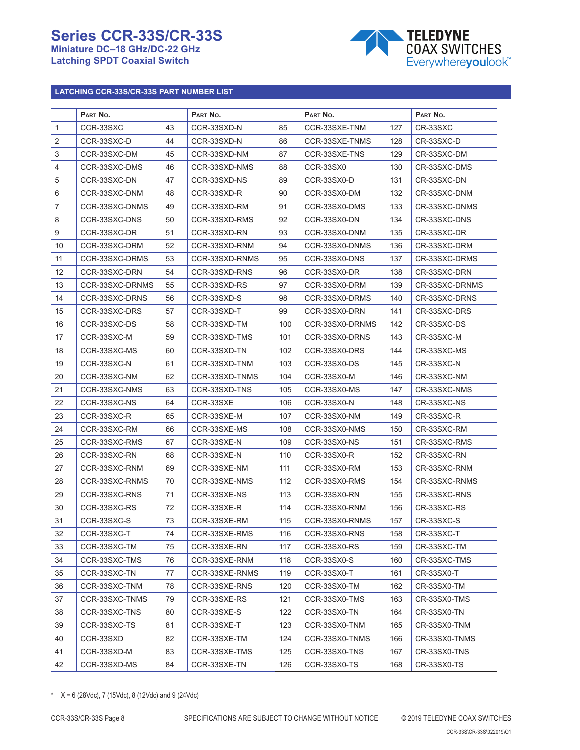# Series CCR-33S/CR-33S

**Miniature DC–18 GHz/DC-22 GHz**
**Latching SPDT Coaxial Switch**

## LATCHING CCR-33S/CR-33S PART NUMBER LIST

| | Part No. | | Part No. | | Part No. | | Part No. |
|---|---|---|---|---|---|---|---|
| 1 | CCR-33SXC | 43 | CCR-33SXD-N | 85 | CCR-33SXE-TNM | 127 | CR-33SXC |
| 2 | CCR-33SXC-D | 44 | CCR-33SXD-N | 86 | CCR-33SXE-TNMS | 128 | CR-33SXC-D |
| 3 | CCR-33SXC-DM | 45 | CCR-33SXD-NM | 87 | CCR-33SXE-TNS | 129 | CR-33SXC-DM |
| 4 | CCR-33SXC-DMS | 46 | CCR-33SXD-NMS | 88 | CCR-33SX0 | 130 | CR-33SXC-DMS |
| 5 | CCR-33SXC-DN | 47 | CCR-33SXD-NS | 89 | CCR-33SX0-D | 131 | CR-33SXC-DN |
| 6 | CCR-33SXC-DNM | 48 | CCR-33SXD-R | 90 | CCR-33SX0-DM | 132 | CR-33SXC-DNM |
| 7 | CCR-33SXC-DNMS | 49 | CCR-33SXD-RM | 91 | CCR-33SX0-DMS | 133 | CR-33SXC-DNMS |
| 8 | CCR-33SXC-DNS | 50 | CCR-33SXD-RMS | 92 | CCR-33SX0-DN | 134 | CR-33SXC-DNS |
| 9 | CCR-33SXC-DR | 51 | CCR-33SXD-RN | 93 | CCR-33SX0-DNM | 135 | CR-33SXC-DR |
| 10 | CCR-33SXC-DRM | 52 | CCR-33SXD-RNM | 94 | CCR-33SX0-DNMS | 136 | CR-33SXC-DRM |
| 11 | CCR-33SXC-DRMS | 53 | CCR-33SXD-RNMS | 95 | CCR-33SX0-DNS | 137 | CR-33SXC-DRMS |
| 12 | CCR-33SXC-DRN | 54 | CCR-33SXD-RNS | 96 | CCR-33SX0-DR | 138 | CR-33SXC-DRN |
| 13 | CCR-33SXC-DRNMS | 55 | CCR-33SXD-RS | 97 | CCR-33SX0-DRM | 139 | CR-33SXC-DRNMS |
| 14 | CCR-33SXC-DRNS | 56 | CCR-33SXD-S | 98 | CCR-33SX0-DRMS | 140 | CR-33SXC-DRNS |
| 15 | CCR-33SXC-DRS | 57 | CCR-33SXD-T | 99 | CCR-33SX0-DRN | 141 | CR-33SXC-DRS |
| 16 | CCR-33SXC-DS | 58 | CCR-33SXD-TM | 100 | CCR-33SX0-DRNMS | 142 | CR-33SXC-DS |
| 17 | CCR-33SXC-M | 59 | CCR-33SXD-TMS | 101 | CCR-33SX0-DRNS | 143 | CR-33SXC-M |
| 18 | CCR-33SXC-MS | 60 | CCR-33SXD-TN | 102 | CCR-33SX0-DRS | 144 | CR-33SXC-MS |
| 19 | CCR-33SXC-N | 61 | CCR-33SXD-TNM | 103 | CCR-33SX0-DS | 145 | CR-33SXC-N |
| 20 | CCR-33SXC-NM | 62 | CCR-33SXD-TNMS | 104 | CCR-33SX0-M | 146 | CR-33SXC-NM |
| 21 | CCR-33SXC-NMS | 63 | CCR-33SXD-TNS | 105 | CCR-33SX0-MS | 147 | CR-33SXC-NMS |
| 22 | CCR-33SXC-NS | 64 | CCR-33SXE | 106 | CCR-33SX0-N | 148 | CR-33SXC-NS |
| 23 | CCR-33SXC-R | 65 | CCR-33SXE-M | 107 | CCR-33SX0-NM | 149 | CR-33SXC-R |
| 24 | CCR-33SXC-RM | 66 | CCR-33SXE-MS | 108 | CCR-33SX0-NMS | 150 | CR-33SXC-RM |
| 25 | CCR-33SXC-RMS | 67 | CCR-33SXE-N | 109 | CCR-33SX0-NS | 151 | CR-33SXC-RMS |
| 26 | CCR-33SXC-RN | 68 | CCR-33SXE-N | 110 | CCR-33SX0-R | 152 | CR-33SXC-RN |
| 27 | CCR-33SXC-RNM | 69 | CCR-33SXE-NM | 111 | CCR-33SX0-RM | 153 | CR-33SXC-RNM |
| 28 | CCR-33SXC-RNMS | 70 | CCR-33SXE-NMS | 112 | CCR-33SX0-RMS | 154 | CR-33SXC-RNMS |
| 29 | CCR-33SXC-RNS | 71 | CCR-33SXE-NS | 113 | CCR-33SX0-RN | 155 | CR-33SXC-RNS |
| 30 | CCR-33SXC-RS | 72 | CCR-33SXE-R | 114 | CCR-33SX0-RNM | 156 | CR-33SXC-RS |
| 31 | CCR-33SXC-S | 73 | CCR-33SXE-RM | 115 | CCR-33SX0-RNMS | 157 | CR-33SXC-S |
| 32 | CCR-33SXC-T | 74 | CCR-33SXE-RMS | 116 | CCR-33SX0-RNS | 158 | CR-33SXC-T |
| 33 | CCR-33SXC-TM | 75 | CCR-33SXE-RN | 117 | CCR-33SX0-RS | 159 | CR-33SXC-TM |
| 34 | CCR-33SXC-TMS | 76 | CCR-33SXE-RNM | 118 | CCR-33SX0-S | 160 | CR-33SXC-TMS |
| 35 | CCR-33SXC-TN | 77 | CCR-33SXE-RNMS | 119 | CCR-33SX0-T | 161 | CR-33SX0-T |
| 36 | CCR-33SXC-TNM | 78 | CCR-33SXE-RNS | 120 | CCR-33SX0-TM | 162 | CR-33SX0-TM |
| 37 | CCR-33SXC-TNMS | 79 | CCR-33SXE-RS | 121 | CCR-33SX0-TMS | 163 | CR-33SX0-TMS |
| 38 | CCR-33SXC-TNS | 80 | CCR-33SXE-S | 122 | CCR-33SX0-TN | 164 | CR-33SX0-TN |
| 39 | CCR-33SXC-TS | 81 | CCR-33SXE-T | 123 | CCR-33SX0-TNM | 165 | CR-33SX0-TNM |
| 40 | CCR-33SXD | 82 | CCR-33SXE-TM | 124 | CCR-33SX0-TNMS | 166 | CR-33SX0-TNMS |
| 41 | CCR-33SXD-M | 83 | CCR-33SXE-TMS | 125 | CCR-33SX0-TNS | 167 | CR-33SX0-TNS |
| 42 | CCR-33SXD-MS | 84 | CCR-33SXE-TN | 126 | CCR-33SX0-TS | 168 | CR-33SX0-TS |

* X = 6 (28Vdc), 7 (15Vdc), 8 (12Vdc) and 9 (24Vdc)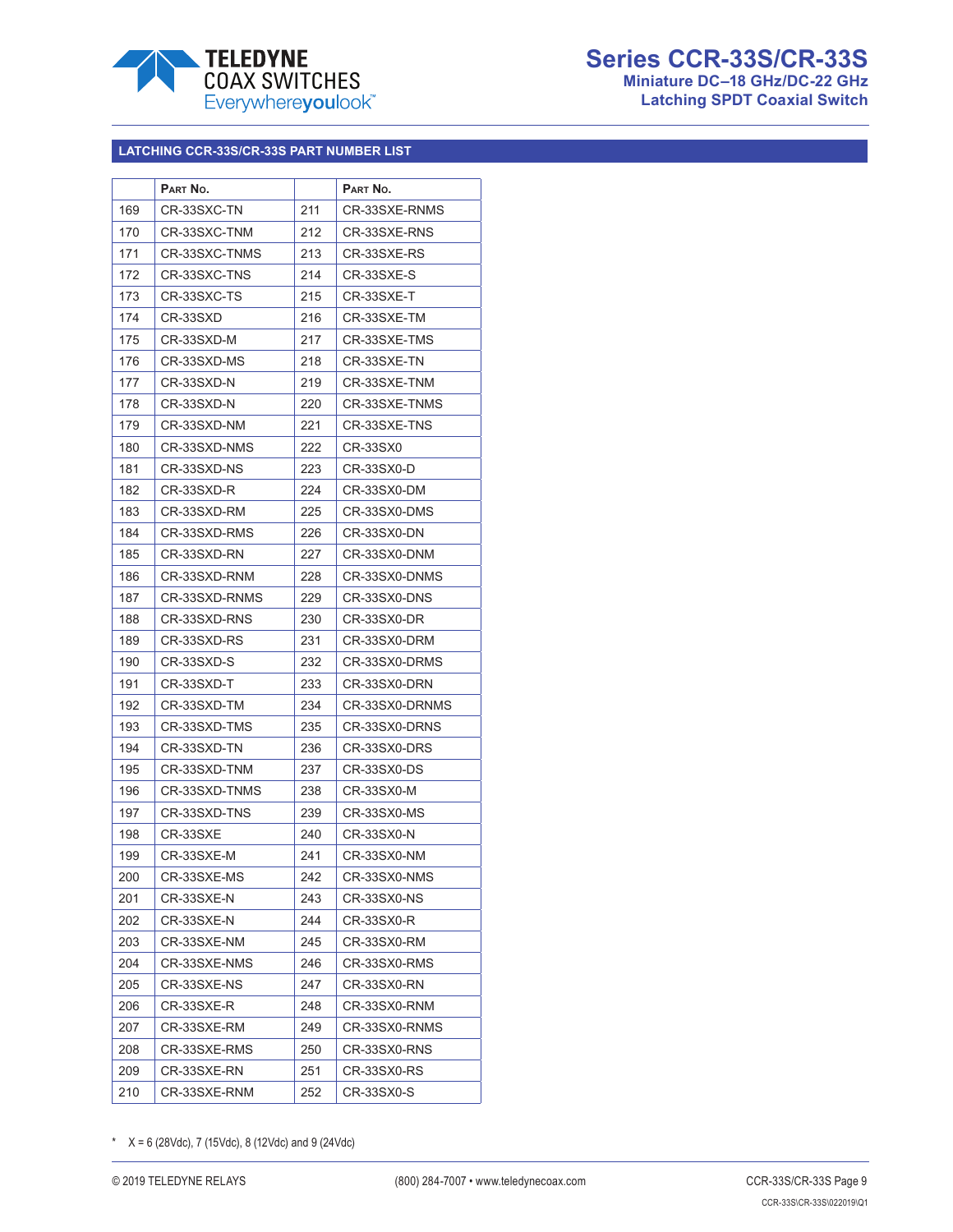## LATCHING CCR-33S/CR-33S PART NUMBER LIST

| | Part No. | | Part No. |
|---|---|---|---|
| 169 | CR-33SXC-TN | 211 | CR-33SXE-RNMS |
| 170 | CR-33SXC-TNM | 212 | CR-33SXE-RNS |
| 171 | CR-33SXC-TNMS | 213 | CR-33SXE-RS |
| 172 | CR-33SXC-TNS | 214 | CR-33SXE-S |
| 173 | CR-33SXC-TS | 215 | CR-33SXE-T |
| 174 | CR-33SXD | 216 | CR-33SXE-TM |
| 175 | CR-33SXD-M | 217 | CR-33SXE-TMS |
| 176 | CR-33SXD-MS | 218 | CR-33SXE-TN |
| 177 | CR-33SXD-N | 219 | CR-33SXE-TNM |
| 178 | CR-33SXD-N | 220 | CR-33SXE-TNMS |
| 179 | CR-33SXD-NM | 221 | CR-33SXE-TNS |
| 180 | CR-33SXD-NMS | 222 | CR-33SX0 |
| 181 | CR-33SXD-NS | 223 | CR-33SX0-D |
| 182 | CR-33SXD-R | 224 | CR-33SX0-DM |
| 183 | CR-33SXD-RM | 225 | CR-33SX0-DMS |
| 184 | CR-33SXD-RMS | 226 | CR-33SX0-DN |
| 185 | CR-33SXD-RN | 227 | CR-33SX0-DNM |
| 186 | CR-33SXD-RNM | 228 | CR-33SX0-DNMS |
| 187 | CR-33SXD-RNMS | 229 | CR-33SX0-DNS |
| 188 | CR-33SXD-RNS | 230 | CR-33SX0-DR |
| 189 | CR-33SXD-RS | 231 | CR-33SX0-DRM |
| 190 | CR-33SXD-S | 232 | CR-33SX0-DRMS |
| 191 | CR-33SXD-T | 233 | CR-33SX0-DRN |
| 192 | CR-33SXD-TM | 234 | CR-33SX0-DRNMS |
| 193 | CR-33SXD-TMS | 235 | CR-33SX0-DRNS |
| 194 | CR-33SXD-TN | 236 | CR-33SX0-DRS |
| 195 | CR-33SXD-TNM | 237 | CR-33SX0-DS |
| 196 | CR-33SXD-TNMS | 238 | CR-33SX0-M |
| 197 | CR-33SXD-TNS | 239 | CR-33SX0-MS |
| 198 | CR-33SXE | 240 | CR-33SX0-N |
| 199 | CR-33SXE-M | 241 | CR-33SX0-NM |
| 200 | CR-33SXE-MS | 242 | CR-33SX0-NMS |
| 201 | CR-33SXE-N | 243 | CR-33SX0-NS |
| 202 | CR-33SXE-N | 244 | CR-33SX0-R |
| 203 | CR-33SXE-NM | 245 | CR-33SX0-RM |
| 204 | CR-33SXE-NMS | 246 | CR-33SX0-RMS |
| 205 | CR-33SXE-NS | 247 | CR-33SX0-RN |
| 206 | CR-33SXE-R | 248 | CR-33SX0-RNM |
| 207 | CR-33SXE-RM | 249 | CR-33SX0-RNMS |
| 208 | CR-33SXE-RMS | 250 | CR-33SX0-RNS |
| 209 | CR-33SXE-RN | 251 | CR-33SX0-RS |
| 210 | CR-33SXE-RNM | 252 | CR-33SX0-S |

* X = 6 (28Vdc), 7 (15Vdc), 8 (12Vdc) and 9 (24Vdc)